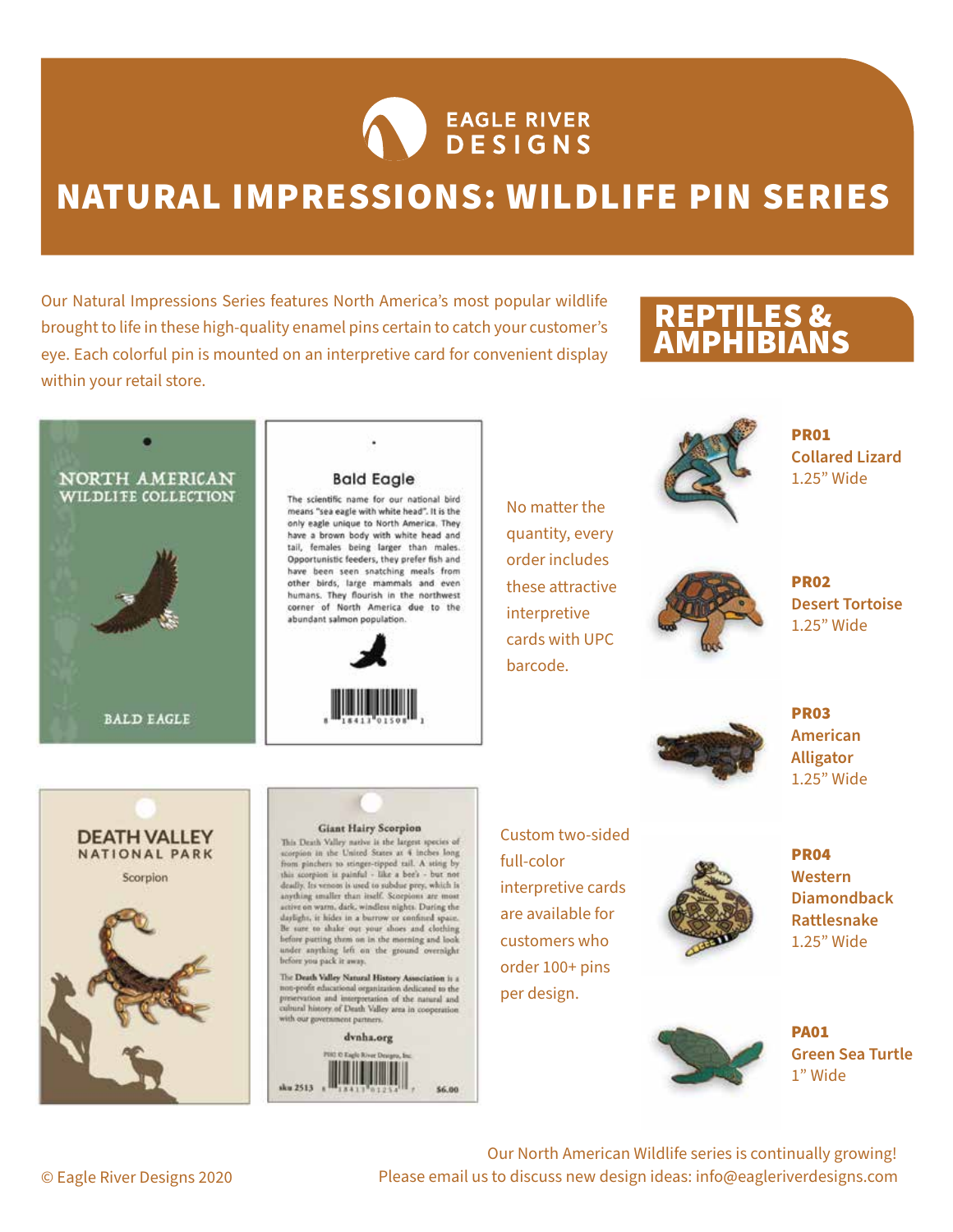EAGLE RIVER DESIGNS

# NATURAL IMPRESSIONS: WILDLIFE PIN SERIES

Our Natural Impressions Series features North America's most popular wildlife brought to life in these high-quality enamel pins certain to catch your customer's eye. Each colorful pin is mounted on an interpretive card for convenient display within your retail store.

No matter the quantity, every order includes these attractive interpretive cards with UPC barcode.

Custom two-sided full-color interpretive cards are available for customers who order 100+ pins per design.

## REPTILES & AMPHIBIANS

**PR01**
**Collared Lizard**
1.25" Wide

**PR02**
**Desert Tortoise**
1.25" Wide

**PR03**
**American Alligator**
1.25" Wide

**PR04**
**Western Diamondback Rattlesnake**
1.25" Wide

**PA01**
**Green Sea Turtle**
1" Wide

Our North American Wildlife series is continually growing!
Please email us to discuss new design ideas: info@eagleriverdesigns.com

© Eagle River Designs 2020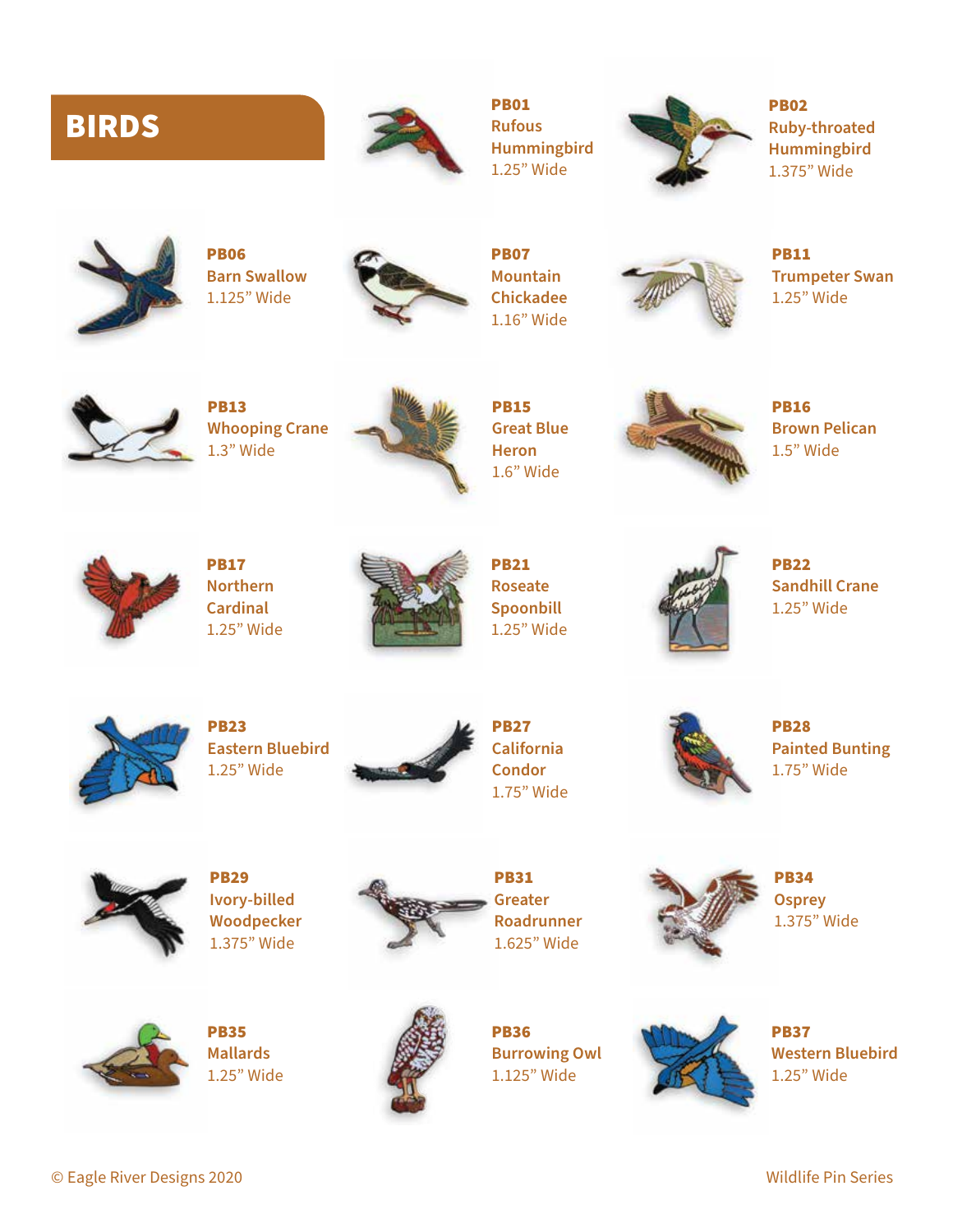# BIRDS

**PB01**
Rufous Hummingbird
1.25" Wide

**PB02**
Ruby-throated Hummingbird
1.375" Wide

**PB06**
Barn Swallow
1.125" Wide

**PB07**
Mountain Chickadee
1.16" Wide

**PB11**
Trumpeter Swan
1.25" Wide

**PB13**
Whooping Crane
1.3" Wide

**PB15**
Great Blue Heron
1.6" Wide

**PB16**
Brown Pelican
1.5" Wide

**PB17**
Northern Cardinal
1.25" Wide

**PB21**
Roseate Spoonbill
1.25" Wide

**PB22**
Sandhill Crane
1.25" Wide

**PB23**
Eastern Bluebird
1.25" Wide

**PB27**
California Condor
1.75" Wide

**PB28**
Painted Bunting
1.75" Wide

**PB29**
Ivory-billed Woodpecker
1.375" Wide

**PB31**
Greater Roadrunner
1.625" Wide

**PB34**
Osprey
1.375" Wide

**PB35**
Mallards
1.25" Wide

**PB36**
Burrowing Owl
1.125" Wide

**PB37**
Western Bluebird
1.25" Wide

© Eagle River Designs 2020

Wildlife Pin Series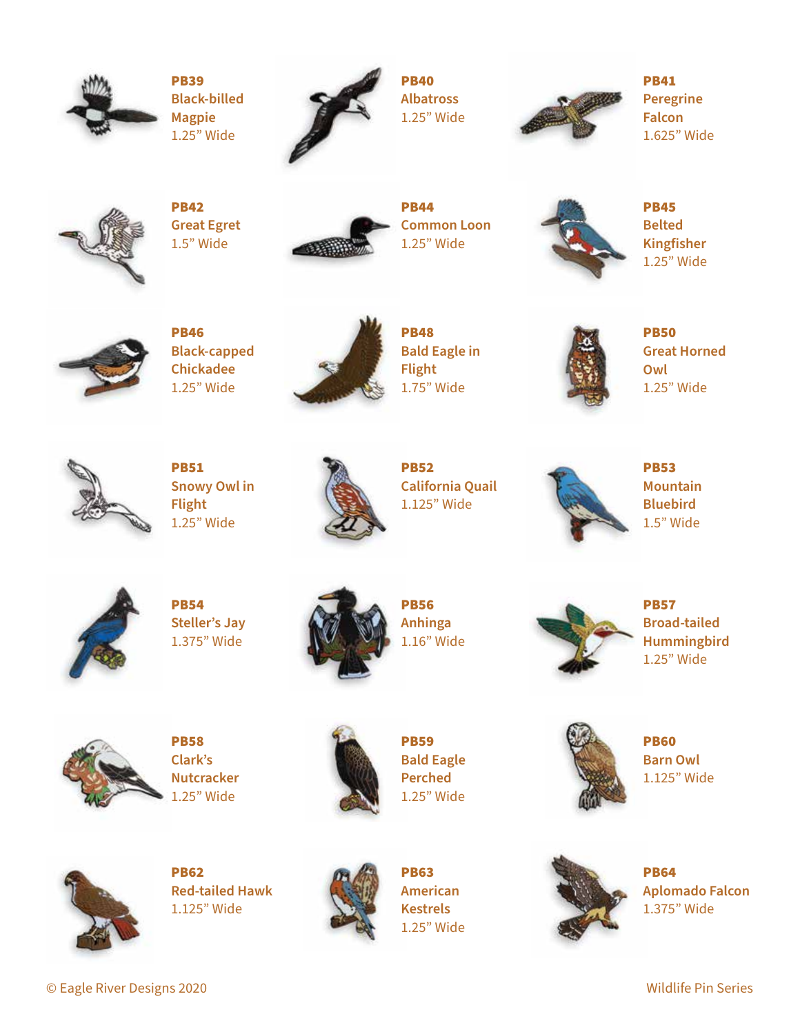**PB39**
Black-billed Magpie
1.25" Wide

**PB40**
Albatross
1.25" Wide

**PB41**
Peregrine Falcon
1.625" Wide

**PB42**
Great Egret
1.5" Wide

**PB44**
Common Loon
1.25" Wide

**PB45**
Belted Kingfisher
1.25" Wide

**PB46**
Black-capped Chickadee
1.25" Wide

**PB48**
Bald Eagle in Flight
1.75" Wide

**PB50**
Great Horned Owl
1.25" Wide

**PB51**
Snowy Owl in Flight
1.25" Wide

**PB52**
California Quail
1.125" Wide

**PB53**
Mountain Bluebird
1.5" Wide

**PB54**
Steller's Jay
1.375" Wide

**PB56**
Anhinga
1.16" Wide

**PB57**
Broad-tailed Hummingbird
1.25" Wide

**PB58**
Clark's Nutcracker
1.25" Wide

**PB59**
Bald Eagle Perched
1.25" Wide

**PB60**
Barn Owl
1.125" Wide

**PB62**
Red-tailed Hawk
1.125" Wide

**PB63**
American Kestrels
1.25" Wide

**PB64**
Aplomado Falcon
1.375" Wide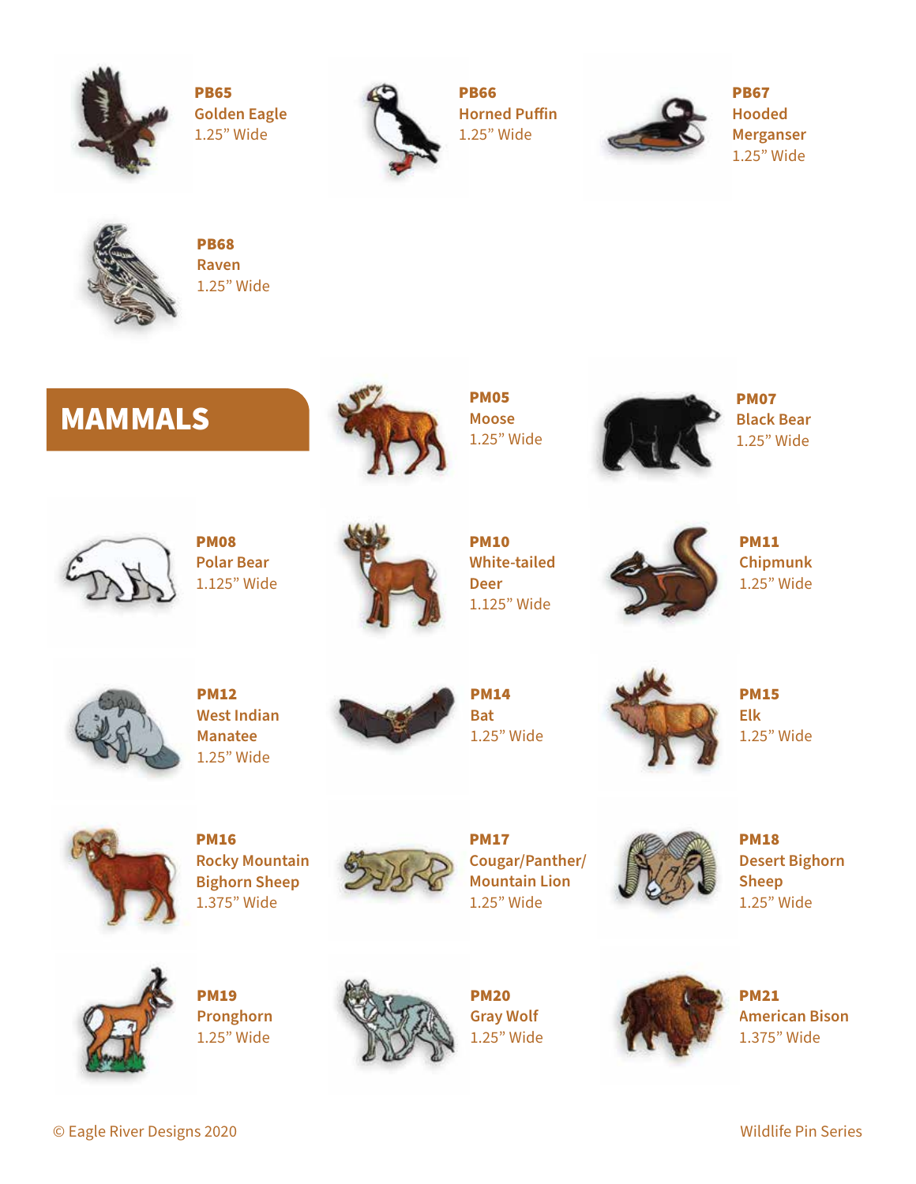**PB65**
Golden Eagle
1.25" Wide

**PB66**
Horned Puffin
1.25" Wide

**PB67**
Hooded Merganser
1.25" Wide

**PB68**
Raven
1.25" Wide

# MAMMALS

**PM05**
Moose
1.25" Wide

**PM07**
Black Bear
1.25" Wide

**PM08**
Polar Bear
1.125" Wide

**PM10**
White-tailed Deer
1.125" Wide

**PM11**
Chipmunk
1.25" Wide

**PM12**
West Indian Manatee
1.25" Wide

**PM14**
Bat
1.25" Wide

**PM15**
Elk
1.25" Wide

**PM16**
Rocky Mountain Bighorn Sheep
1.375" Wide

**PM17**
Cougar/Panther/ Mountain Lion
1.25" Wide

**PM18**
Desert Bighorn Sheep
1.25" Wide

**PM19**
Pronghorn
1.25" Wide

**PM20**
Gray Wolf
1.25" Wide

**PM21**
American Bison
1.375" Wide

© Eagle River Designs 2020

Wildlife Pin Series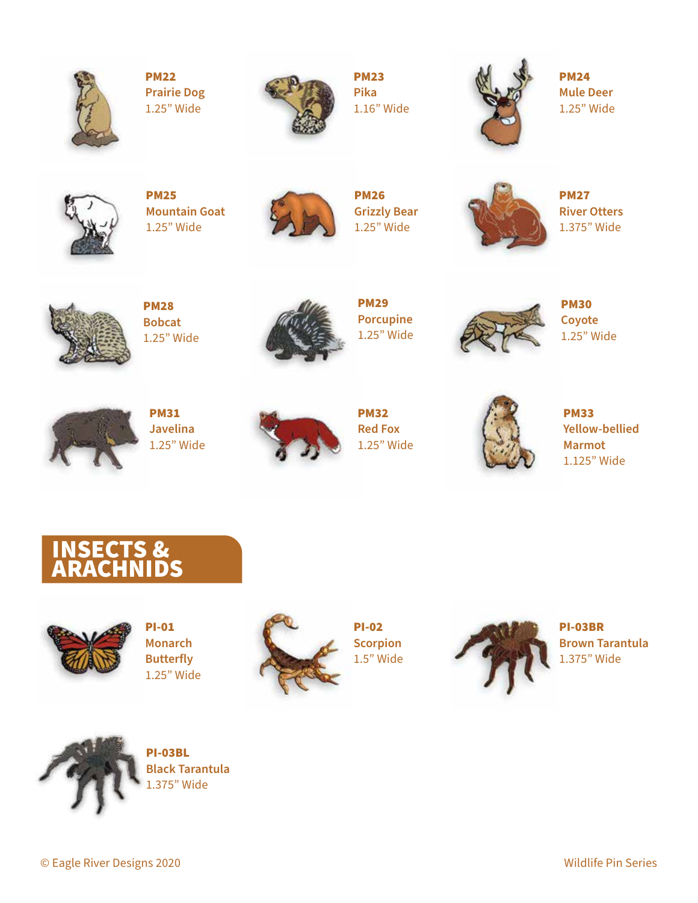**PM22**
Prairie Dog
1.25" Wide

**PM23**
Pika
1.16" Wide

**PM24**
Mule Deer
1.25" Wide

**PM25**
Mountain Goat
1.25" Wide

**PM26**
Grizzly Bear
1.25" Wide

**PM27**
River Otters
1.375" Wide

**PM28**
Bobcat
1.25" Wide

**PM29**
Porcupine
1.25" Wide

**PM30**
Coyote
1.25" Wide

**PM31**
Javelina
1.25" Wide

**PM32**
Red Fox
1.25" Wide

**PM33**
Yellow-bellied Marmot
1.125" Wide

## INSECTS & ARACHNIDS

**PI-01**
Monarch Butterfly
1.25" Wide

**PI-02**
Scorpion
1.5" Wide

**PI-03BR**
Brown Tarantula
1.375" Wide

**PI-03BL**
Black Tarantula
1.375" Wide

© Eagle River Designs 2020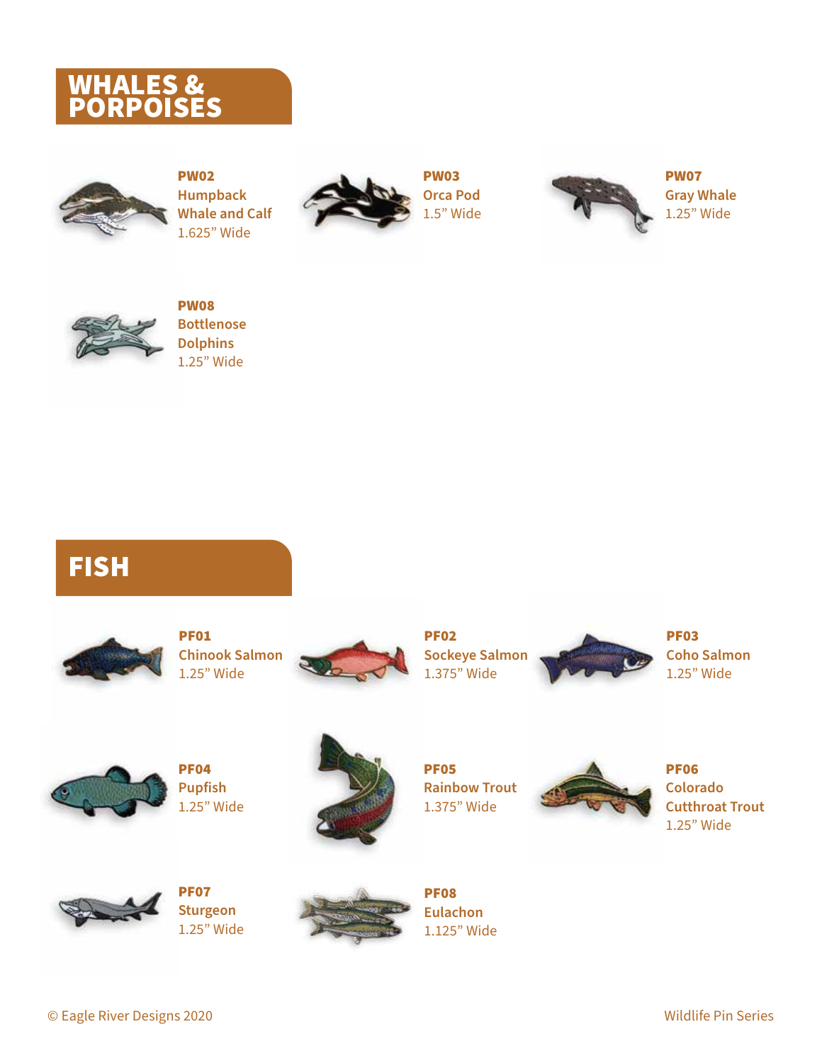## WHALES & PORPOISES

**PW02**
Humpback Whale and Calf
1.625" Wide

**PW03**
Orca Pod
1.5" Wide

**PW07**
Gray Whale
1.25" Wide

**PW08**
Bottlenose Dolphins
1.25" Wide

## FISH

**PF01**
Chinook Salmon
1.25" Wide

**PF02**
Sockeye Salmon
1.375" Wide

**PF03**
Coho Salmon
1.25" Wide

**PF04**
Pupfish
1.25" Wide

**PF05**
Rainbow Trout
1.375" Wide

**PF06**
Colorado Cutthroat Trout
1.25" Wide

**PF07**
Sturgeon
1.25" Wide

**PF08**
Eulachon
1.125" Wide

© Eagle River Designs 2020

Wildlife Pin Series